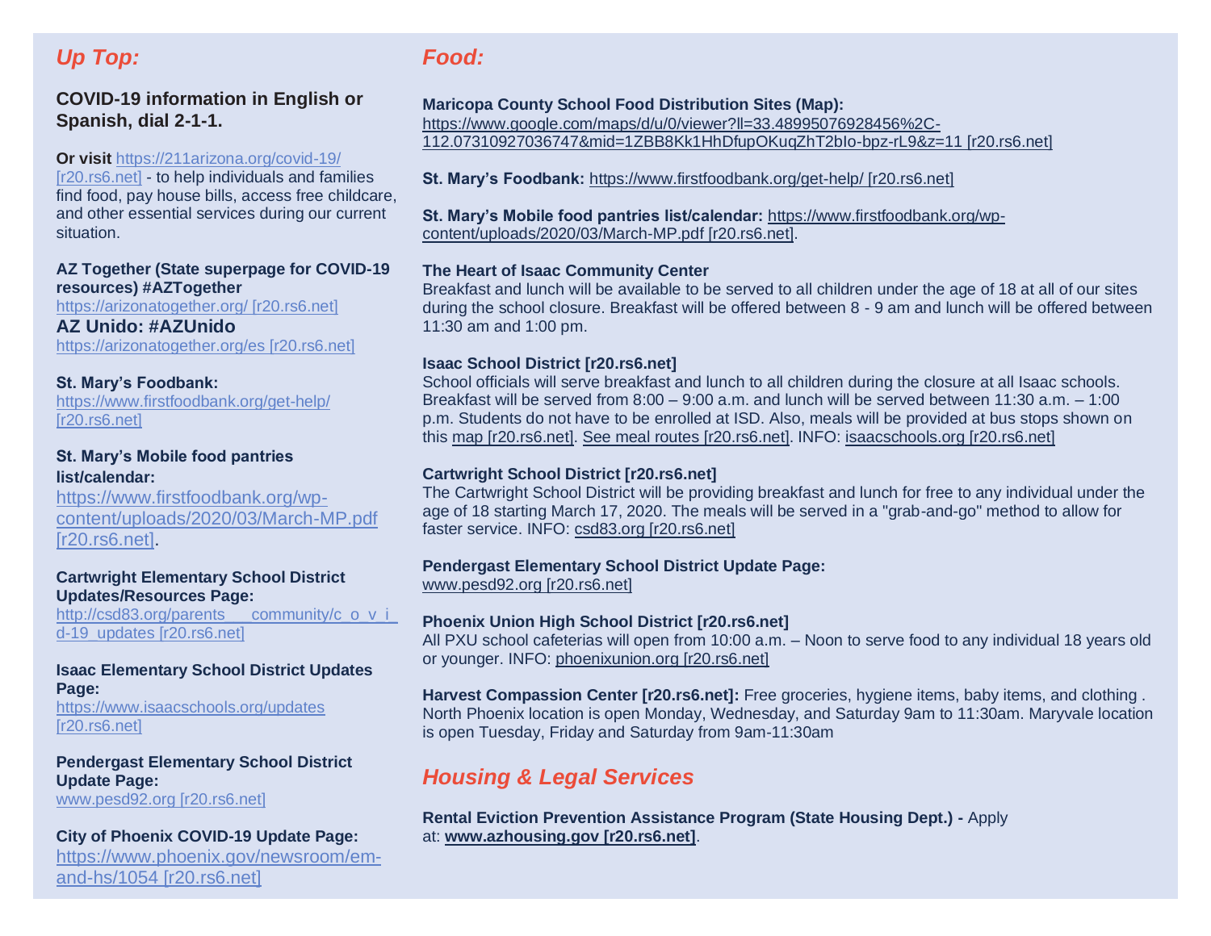## *Up Top:*

**COVID-19 information in English or Spanish, dial 2-1-1.**

**Or visit** https://211arizona.org/covid-19/ [r20.rs6.net] - to help individuals and families find food, pay house bills, access free childcare, and other essential services during our current situation.

**AZ Together (State superpage for COVID-19 resources) #AZTogether**
https://arizonatogether.org/ [r20.rs6.net]
**AZ Unido: #AZUnido**
https://arizonatogether.org/es [r20.rs6.net]

**St. Mary's Foodbank:**
https://www.firstfoodbank.org/get-help/ [r20.rs6.net]

**St. Mary's Mobile food pantries list/calendar:**
https://www.firstfoodbank.org/wp-content/uploads/2020/03/March-MP.pdf [r20.rs6.net].

**Cartwright Elementary School District Updates/Resources Page:**
http://csd83.org/parents___community/c_o_v_i_d-19_updates [r20.rs6.net]

**Isaac Elementary School District Updates Page:**
https://www.isaacschools.org/updates [r20.rs6.net]

**Pendergast Elementary School District Update Page:**
www.pesd92.org [r20.rs6.net]

**City of Phoenix COVID-19 Update Page:**
https://www.phoenix.gov/newsroom/em-and-hs/1054 [r20.rs6.net]

## *Food:*

**Maricopa County School Food Distribution Sites (Map):**
https://www.google.com/maps/d/u/0/viewer?ll=33.48995076928456%2C-112.07310927036747&mid=1ZBB8Kk1HhDfupOKuqZhT2bIo-bpz-rL9&z=11 [r20.rs6.net]

**St. Mary's Foodbank:** https://www.firstfoodbank.org/get-help/ [r20.rs6.net]

**St. Mary's Mobile food pantries list/calendar:** https://www.firstfoodbank.org/wp-content/uploads/2020/03/March-MP.pdf [r20.rs6.net].

**The Heart of Isaac Community Center**
Breakfast and lunch will be available to be served to all children under the age of 18 at all of our sites during the school closure. Breakfast will be offered between 8 - 9 am and lunch will be offered between 11:30 am and 1:00 pm.

**Isaac School District [r20.rs6.net]**
School officials will serve breakfast and lunch to all children during the closure at all Isaac schools. Breakfast will be served from 8:00 – 9:00 a.m. and lunch will be served between 11:30 a.m. – 1:00 p.m. Students do not have to be enrolled at ISD. Also, meals will be provided at bus stops shown on this map [r20.rs6.net]. See meal routes [r20.rs6.net]. INFO: isaacschools.org [r20.rs6.net]

**Cartwright School District [r20.rs6.net]**
The Cartwright School District will be providing breakfast and lunch for free to any individual under the age of 18 starting March 17, 2020. The meals will be served in a "grab-and-go" method to allow for faster service. INFO: csd83.org [r20.rs6.net]

**Pendergast Elementary School District Update Page:**
www.pesd92.org [r20.rs6.net]

**Phoenix Union High School District [r20.rs6.net]**
All PXU school cafeterias will open from 10:00 a.m. – Noon to serve food to any individual 18 years old or younger. INFO: phoenixunion.org [r20.rs6.net]

**Harvest Compassion Center [r20.rs6.net]:** Free groceries, hygiene items, baby items, and clothing . North Phoenix location is open Monday, Wednesday, and Saturday 9am to 11:30am. Maryvale location is open Tuesday, Friday and Saturday from 9am-11:30am

## *Housing & Legal Services*

**Rental Eviction Prevention Assistance Program (State Housing Dept.) -** Apply at: **www.azhousing.gov [r20.rs6.net]**.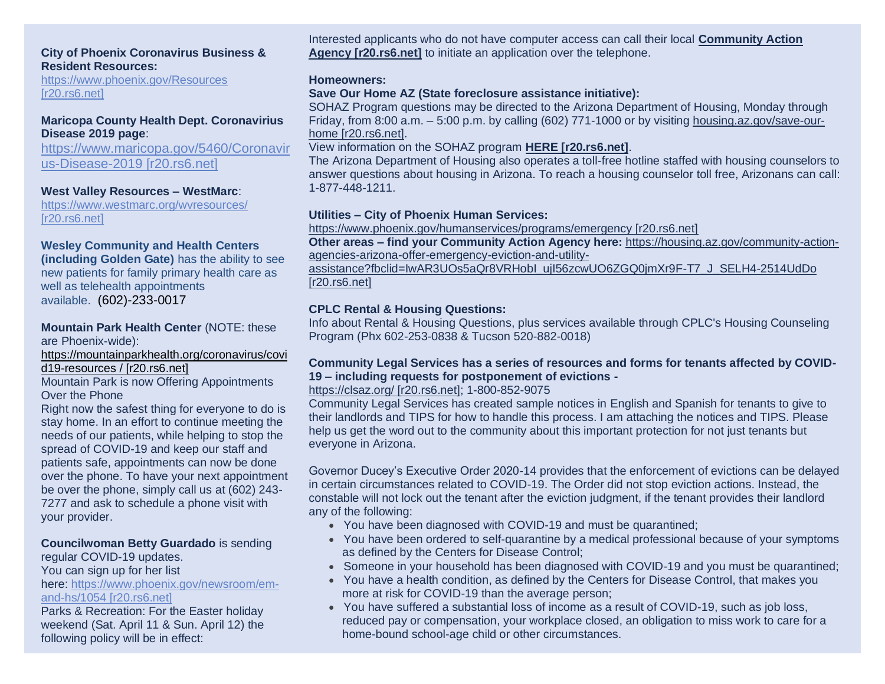**City of Phoenix Coronavirus Business & Resident Resources:**
https://www.phoenix.gov/Resources [r20.rs6.net]

**Maricopa County Health Dept. Coronavirius Disease 2019 page**:
https://www.maricopa.gov/5460/Coronavirus-Disease-2019 [r20.rs6.net]

**West Valley Resources – WestMarc**:
https://www.westmarc.org/wvresources/ [r20.rs6.net]

**Wesley Community and Health Centers (including Golden Gate)** has the ability to see new patients for family primary health care as well as telehealth appointments available. (602)-233-0017

**Mountain Park Health Center** (NOTE: these are Phoenix-wide):
https://mountainparkhealth.org/coronavirus/covid19-resources / [r20.rs6.net]
Mountain Park is now Offering Appointments Over the Phone
Right now the safest thing for everyone to do is stay home. In an effort to continue meeting the needs of our patients, while helping to stop the spread of COVID-19 and keep our staff and patients safe, appointments can now be done over the phone. To have your next appointment be over the phone, simply call us at (602) 243-7277 and ask to schedule a phone visit with your provider.

**Councilwoman Betty Guardado** is sending regular COVID-19 updates.
You can sign up for her list here: https://www.phoenix.gov/newsroom/em-and-hs/1054 [r20.rs6.net]
Parks & Recreation: For the Easter holiday weekend (Sat. April 11 & Sun. April 12) the following policy will be in effect:

Interested applicants who do not have computer access can call their local **Community Action Agency [r20.rs6.net]** to initiate an application over the telephone.

**Homeowners:**
**Save Our Home AZ (State foreclosure assistance initiative):**
SOHAZ Program questions may be directed to the Arizona Department of Housing, Monday through Friday, from 8:00 a.m. – 5:00 p.m. by calling (602) 771-1000 or by visiting housing.az.gov/save-our-home [r20.rs6.net].
View information on the SOHAZ program **HERE [r20.rs6.net]**.
The Arizona Department of Housing also operates a toll-free hotline staffed with housing counselors to answer questions about housing in Arizona. To reach a housing counselor toll free, Arizonans can call: 1-877-448-1211.

**Utilities – City of Phoenix Human Services:**
https://www.phoenix.gov/humanservices/programs/emergency [r20.rs6.net]
**Other areas – find your Community Action Agency here:** https://housing.az.gov/community-action-agencies-arizona-offer-emergency-eviction-and-utility-assistance?fbclid=IwAR3UOs5aQr8VRHobI_ujI56zcwUO6ZGQ0jmXr9F-T7_J_SELH4-2514UdDo [r20.rs6.net]

**CPLC Rental & Housing Questions:**
Info about Rental & Housing Questions, plus services available through CPLC's Housing Counseling Program (Phx 602-253-0838 & Tucson 520-882-0018)

**Community Legal Services has a series of resources and forms for tenants affected by COVID-19 – including requests for postponement of evictions -**
https://clsaz.org/ [r20.rs6.net]; 1-800-852-9075
Community Legal Services has created sample notices in English and Spanish for tenants to give to their landlords and TIPS for how to handle this process. I am attaching the notices and TIPS. Please help us get the word out to the community about this important protection for not just tenants but everyone in Arizona.

Governor Ducey's Executive Order 2020-14 provides that the enforcement of evictions can be delayed in certain circumstances related to COVID-19. The Order did not stop eviction actions. Instead, the constable will not lock out the tenant after the eviction judgment, if the tenant provides their landlord any of the following:

- You have been diagnosed with COVID-19 and must be quarantined;
- You have been ordered to self-quarantine by a medical professional because of your symptoms as defined by the Centers for Disease Control;
- Someone in your household has been diagnosed with COVID-19 and you must be quarantined;
- You have a health condition, as defined by the Centers for Disease Control, that makes you more at risk for COVID-19 than the average person;
- You have suffered a substantial loss of income as a result of COVID-19, such as job loss, reduced pay or compensation, your workplace closed, an obligation to miss work to care for a home-bound school-age child or other circumstances.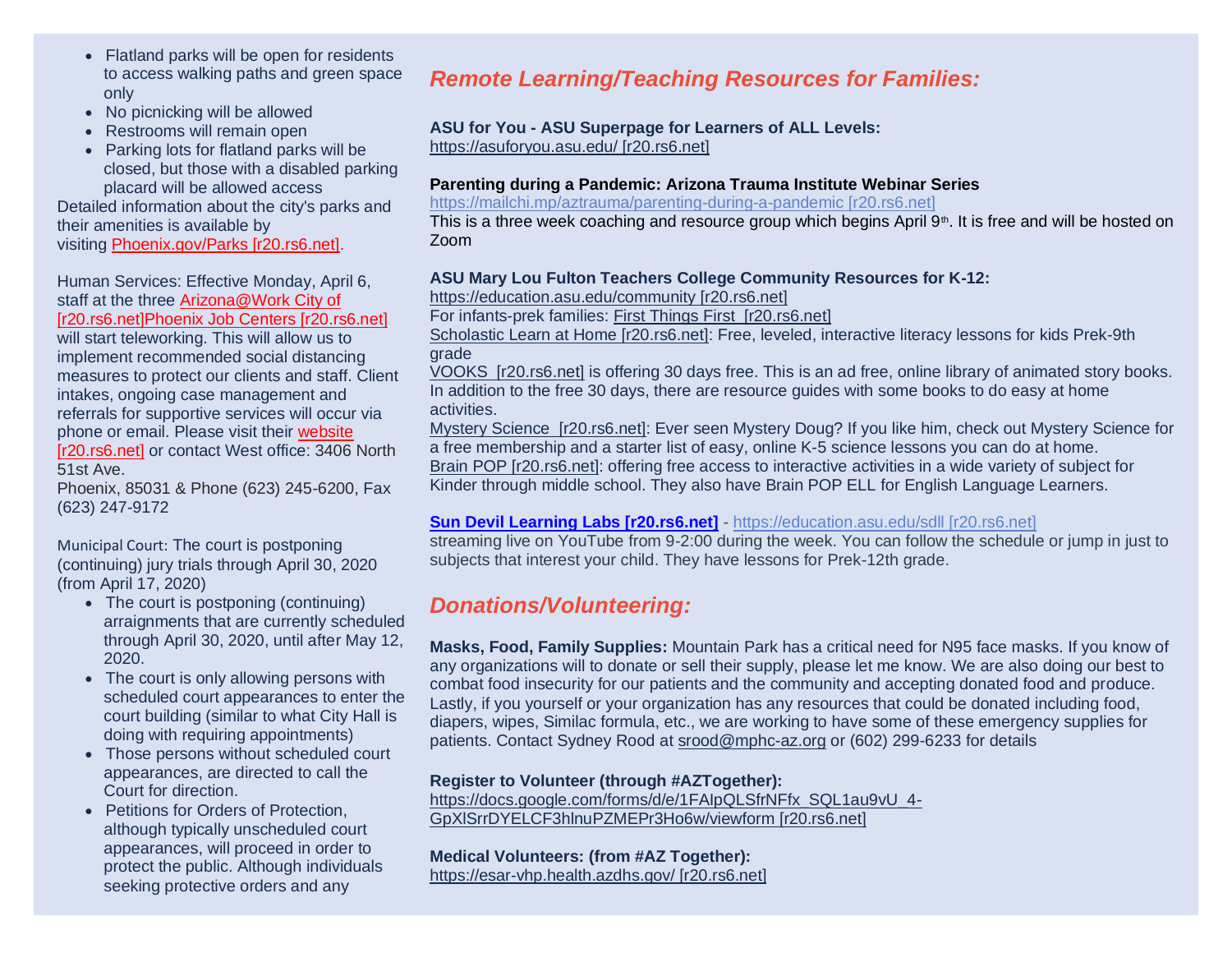- Flatland parks will be open for residents to access walking paths and green space only
- No picnicking will be allowed
- Restrooms will remain open
- Parking lots for flatland parks will be closed, but those with a disabled parking placard will be allowed access

Detailed information about the city's parks and their amenities is available by visiting Phoenix.gov/Parks [r20.rs6.net].

Human Services: Effective Monday, April 6, staff at the three Arizona@Work City of [r20.rs6.net]Phoenix Job Centers [r20.rs6.net] will start teleworking. This will allow us to implement recommended social distancing measures to protect our clients and staff. Client intakes, ongoing case management and referrals for supportive services will occur via phone or email. Please visit their website [r20.rs6.net] or contact West office: 3406 North 51st Ave.
Phoenix, 85031 & Phone (623) 245-6200, Fax (623) 247-9172

Municipal Court: The court is postponing (continuing) jury trials through April 30, 2020 (from April 17, 2020)

- The court is postponing (continuing) arraignments that are currently scheduled through April 30, 2020, until after May 12, 2020.
- The court is only allowing persons with scheduled court appearances to enter the court building (similar to what City Hall is doing with requiring appointments)
- Those persons without scheduled court appearances, are directed to call the Court for direction.
- Petitions for Orders of Protection, although typically unscheduled court appearances, will proceed in order to protect the public. Although individuals seeking protective orders and any

## *Remote Learning/Teaching Resources for Families:*

**ASU for You - ASU Superpage for Learners of ALL Levels:**
https://asuforyou.asu.edu/ [r20.rs6.net]

**Parenting during a Pandemic: Arizona Trauma Institute Webinar Series**
https://mailchi.mp/aztrauma/parenting-during-a-pandemic [r20.rs6.net]
This is a three week coaching and resource group which begins April 9th. It is free and will be hosted on Zoom

**ASU Mary Lou Fulton Teachers College Community Resources for K-12:**
https://education.asu.edu/community [r20.rs6.net]
For infants-prek families: First Things First [r20.rs6.net]
Scholastic Learn at Home [r20.rs6.net]: Free, leveled, interactive literacy lessons for kids Prek-9th grade
VOOKS [r20.rs6.net] is offering 30 days free. This is an ad free, online library of animated story books. In addition to the free 30 days, there are resource guides with some books to do easy at home activities.
Mystery Science [r20.rs6.net]: Ever seen Mystery Doug? If you like him, check out Mystery Science for a free membership and a starter list of easy, online K-5 science lessons you can do at home.
Brain POP [r20.rs6.net]: offering free access to interactive activities in a wide variety of subject for Kinder through middle school. They also have Brain POP ELL for English Language Learners.

**Sun Devil Learning Labs [r20.rs6.net]** - https://education.asu.edu/sdll [r20.rs6.net]
streaming live on YouTube from 9-2:00 during the week. You can follow the schedule or jump in just to subjects that interest your child. They have lessons for Prek-12th grade.

## *Donations/Volunteering:*

**Masks, Food, Family Supplies:** Mountain Park has a critical need for N95 face masks. If you know of any organizations will to donate or sell their supply, please let me know. We are also doing our best to combat food insecurity for our patients and the community and accepting donated food and produce. Lastly, if you yourself or your organization has any resources that could be donated including food, diapers, wipes, Similac formula, etc., we are working to have some of these emergency supplies for patients. Contact Sydney Rood at srood@mphc-az.org or (602) 299-6233 for details

**Register to Volunteer (through #AZTogether):**
https://docs.google.com/forms/d/e/1FAIpQLSfrNFfx_SQL1au9vU_4-GpXlSrrDYELCF3hlnuPZMEPr3Ho6w/viewform [r20.rs6.net]

**Medical Volunteers: (from #AZ Together):**
https://esar-vhp.health.azdhs.gov/ [r20.rs6.net]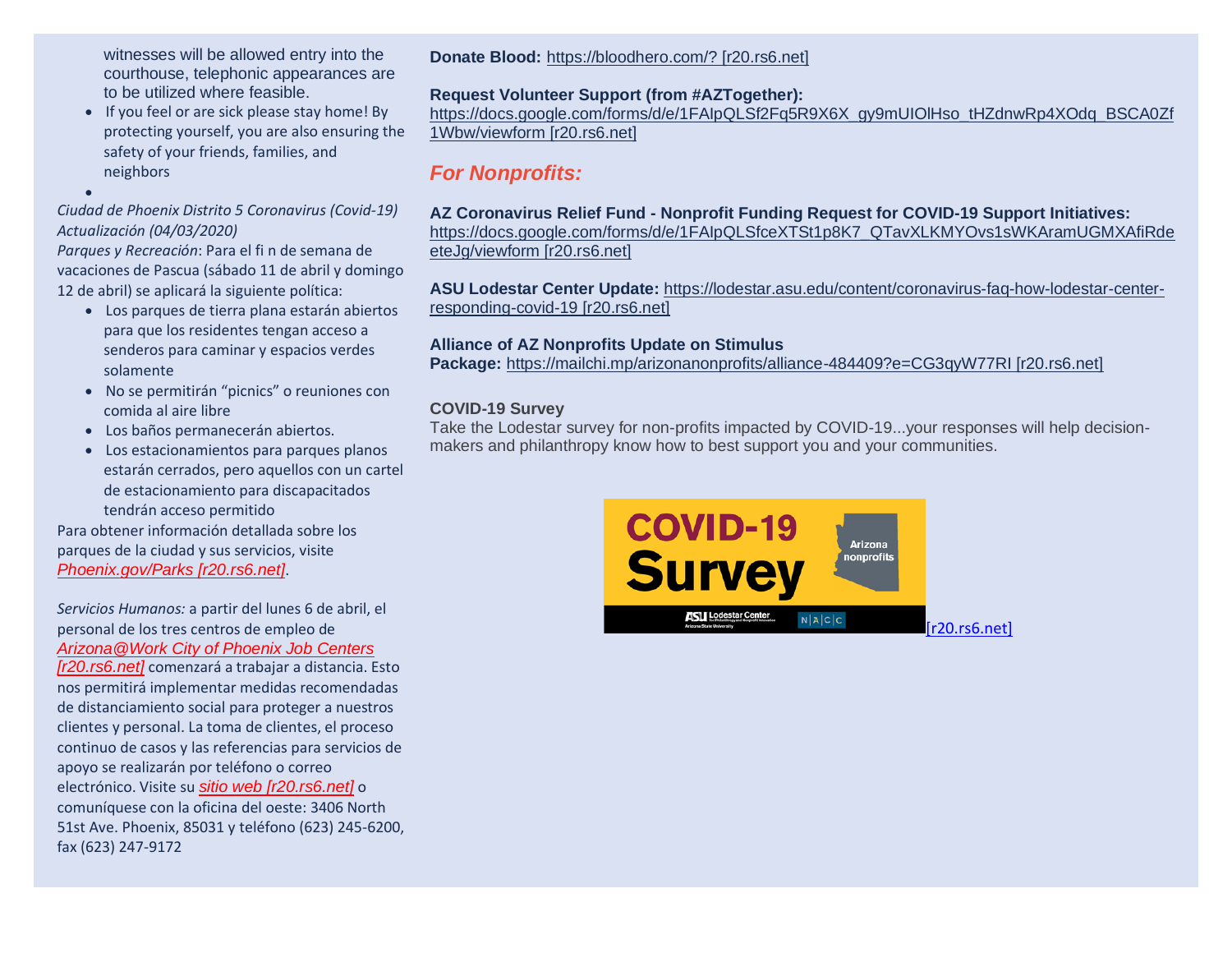witnesses will be allowed entry into the courthouse, telephonic appearances are to be utilized where feasible.

- If you feel or are sick please stay home! By protecting yourself, you are also ensuring the safety of your friends, families, and neighbors
-

*Ciudad de Phoenix Distrito 5 Coronavirus (Covid-19) Actualización (04/03/2020)*

*Parques y Recreación*: Para el fi n de semana de vacaciones de Pascua (sábado 11 de abril y domingo 12 de abril) se aplicará la siguiente política:

- Los parques de tierra plana estarán abiertos para que los residentes tengan acceso a senderos para caminar y espacios verdes solamente
- No se permitirán "picnics" o reuniones con comida al aire libre
- Los baños permanecerán abiertos.
- Los estacionamientos para parques planos estarán cerrados, pero aquellos con un cartel de estacionamiento para discapacitados tendrán acceso permitido

Para obtener información detallada sobre los parques de la ciudad y sus servicios, visite *Phoenix.gov/Parks [r20.rs6.net]*.

*Servicios Humanos:* a partir del lunes 6 de abril, el personal de los tres centros de empleo de *Arizona@Work City of Phoenix Job Centers [r20.rs6.net]* comenzará a trabajar a distancia. Esto nos permitirá implementar medidas recomendadas de distanciamiento social para proteger a nuestros clientes y personal. La toma de clientes, el proceso continuo de casos y las referencias para servicios de apoyo se realizarán por teléfono o correo electrónico. Visite su *sitio web [r20.rs6.net]* o comuníquese con la oficina del oeste: 3406 North 51st Ave. Phoenix, 85031 y teléfono (623) 245-6200, fax (623) 247-9172

**Donate Blood:** https://bloodhero.com/? [r20.rs6.net]

**Request Volunteer Support (from #AZTogether):**
https://docs.google.com/forms/d/e/1FAIpQLSf2Fq5R9X6X_gy9mUIOlHso_tHZdnwRp4XOdq_BSCA0Zf1Wbw/viewform [r20.rs6.net]

## *For Nonprofits:*

**AZ Coronavirus Relief Fund - Nonprofit Funding Request for COVID-19 Support Initiatives:**
https://docs.google.com/forms/d/e/1FAIpQLSfceXTSt1p8K7_QTavXLKMYOvs1sWKAramUGMXAfiRdeeteJg/viewform [r20.rs6.net]

**ASU Lodestar Center Update:** https://lodestar.asu.edu/content/coronavirus-faq-how-lodestar-center-responding-covid-19 [r20.rs6.net]

**Alliance of AZ Nonprofits Update on Stimulus Package:** https://mailchi.mp/arizonanonprofits/alliance-484409?e=CG3qyW77RI [r20.rs6.net]

**COVID-19 Survey**

Take the Lodestar survey for non-profits impacted by COVID-19...your responses will help decision-makers and philanthropy know how to best support you and your communities.

[r20.rs6.net]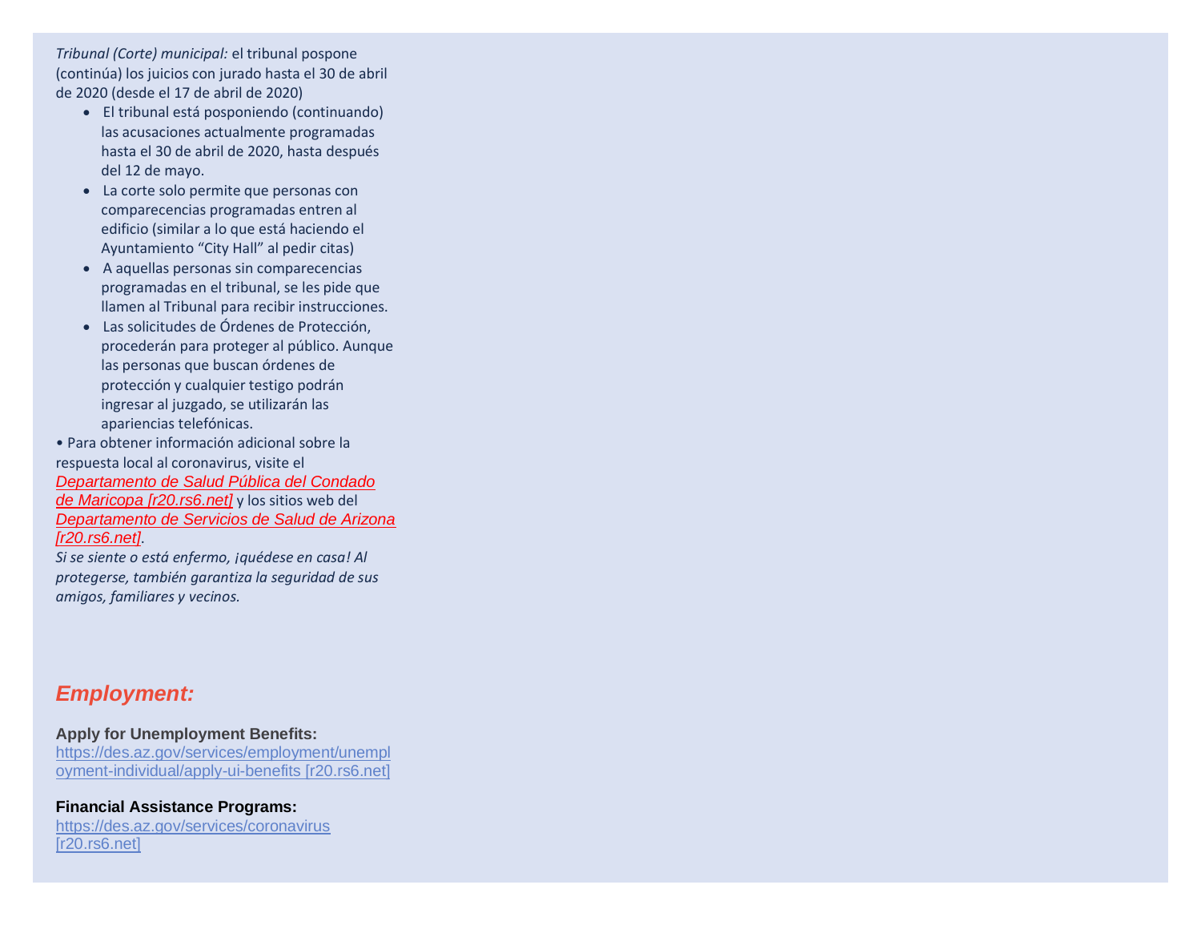*Tribunal (Corte) municipal:* el tribunal pospone (continúa) los juicios con jurado hasta el 30 de abril de 2020 (desde el 17 de abril de 2020)

- El tribunal está posponiendo (continuando) las acusaciones actualmente programadas hasta el 30 de abril de 2020, hasta después del 12 de mayo.
- La corte solo permite que personas con comparecencias programadas entren al edificio (similar a lo que está haciendo el Ayuntamiento "City Hall" al pedir citas)
- A aquellas personas sin comparecencias programadas en el tribunal, se les pide que llamen al Tribunal para recibir instrucciones.
- Las solicitudes de Órdenes de Protección, procederán para proteger al público. Aunque las personas que buscan órdenes de protección y cualquier testigo podrán ingresar al juzgado, se utilizarán las apariencias telefónicas.

• Para obtener información adicional sobre la respuesta local al coronavirus, visite el *Departamento de Salud Pública del Condado de Maricopa [r20.rs6.net]* y los sitios web del *Departamento de Servicios de Salud de Arizona [r20.rs6.net]*.

*Si se siente o está enfermo, ¡quédese en casa! Al protegerse, también garantiza la seguridad de sus amigos, familiares y vecinos.*

## *Employment:*

**Apply for Unemployment Benefits:**
https://des.az.gov/services/employment/unemployment-individual/apply-ui-benefits [r20.rs6.net]

**Financial Assistance Programs:**
https://des.az.gov/services/coronavirus [r20.rs6.net]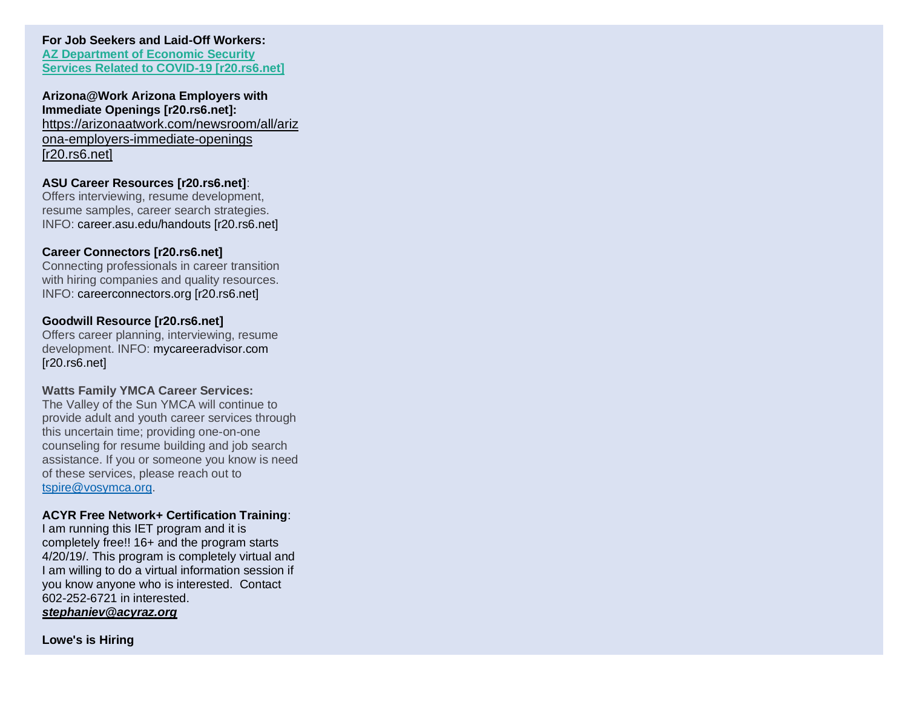**For Job Seekers and Laid-Off Workers:**
**AZ Department of Economic Security Services Related to COVID-19 [r20.rs6.net]**

**Arizona@Work Arizona Employers with Immediate Openings [r20.rs6.net]:**
https://arizonaatwork.com/newsroom/all/arizona-employers-immediate-openings [r20.rs6.net]

**ASU Career Resources [r20.rs6.net]**:
Offers interviewing, resume development, resume samples, career search strategies. INFO: career.asu.edu/handouts [r20.rs6.net]

**Career Connectors [r20.rs6.net]**
Connecting professionals in career transition with hiring companies and quality resources. INFO: careerconnectors.org [r20.rs6.net]

**Goodwill Resource [r20.rs6.net]**
Offers career planning, interviewing, resume development. INFO: mycareeradvisor.com [r20.rs6.net]

**Watts Family YMCA Career Services:**
The Valley of the Sun YMCA will continue to provide adult and youth career services through this uncertain time; providing one-on-one counseling for resume building and job search assistance. If you or someone you know is need of these services, please reach out to tspire@vosymca.org.

**ACYR Free Network+ Certification Training**:
I am running this IET program and it is completely free!! 16+ and the program starts 4/20/19/. This program is completely virtual and I am willing to do a virtual information session if you know anyone who is interested.  Contact 602-252-6721 in interested.
***stephaniev@acyraz.org***

**Lowe's is Hiring**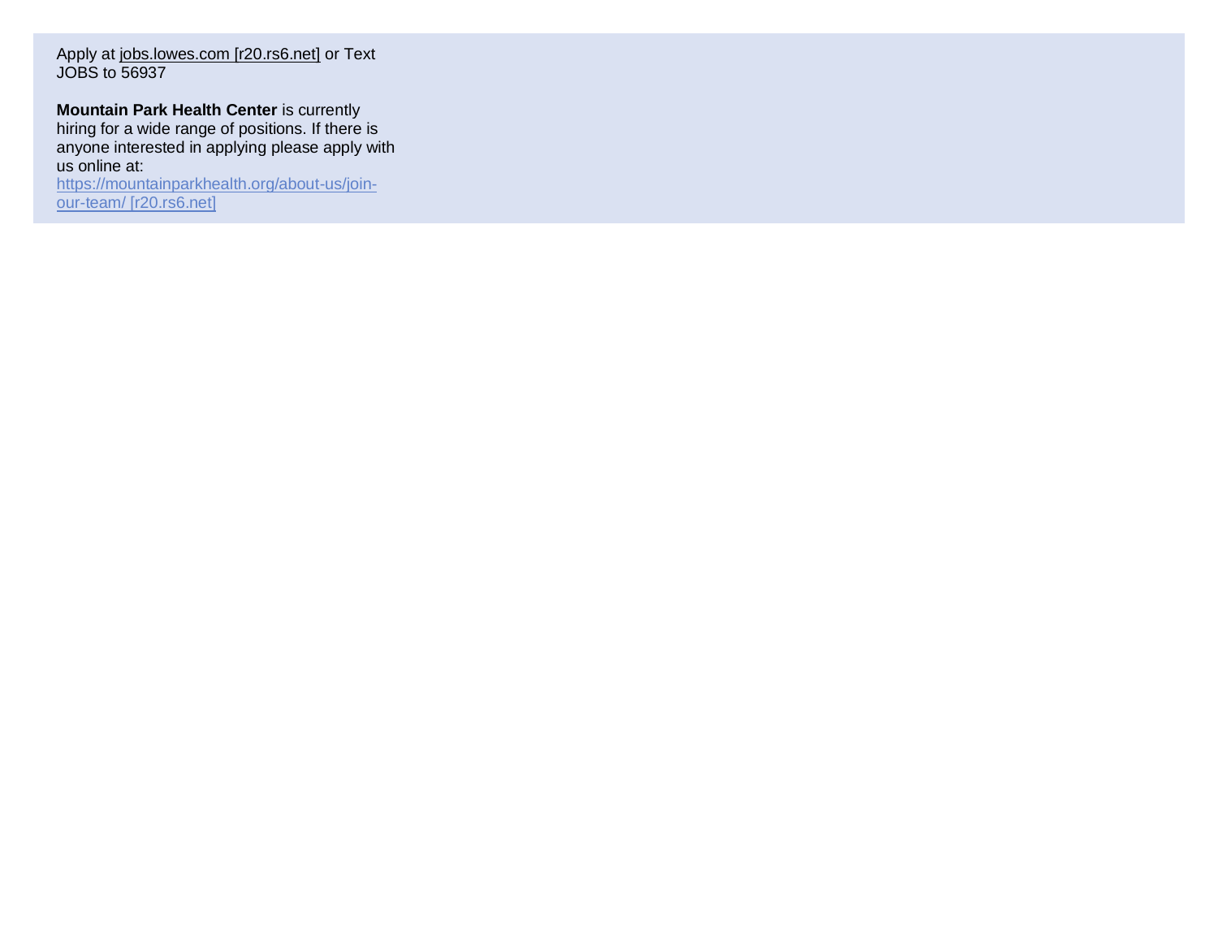Apply at jobs.lowes.com [r20.rs6.net] or Text JOBS to 56937

**Mountain Park Health Center** is currently hiring for a wide range of positions. If there is anyone interested in applying please apply with us online at: https://mountainparkhealth.org/about-us/join-our-team/ [r20.rs6.net]